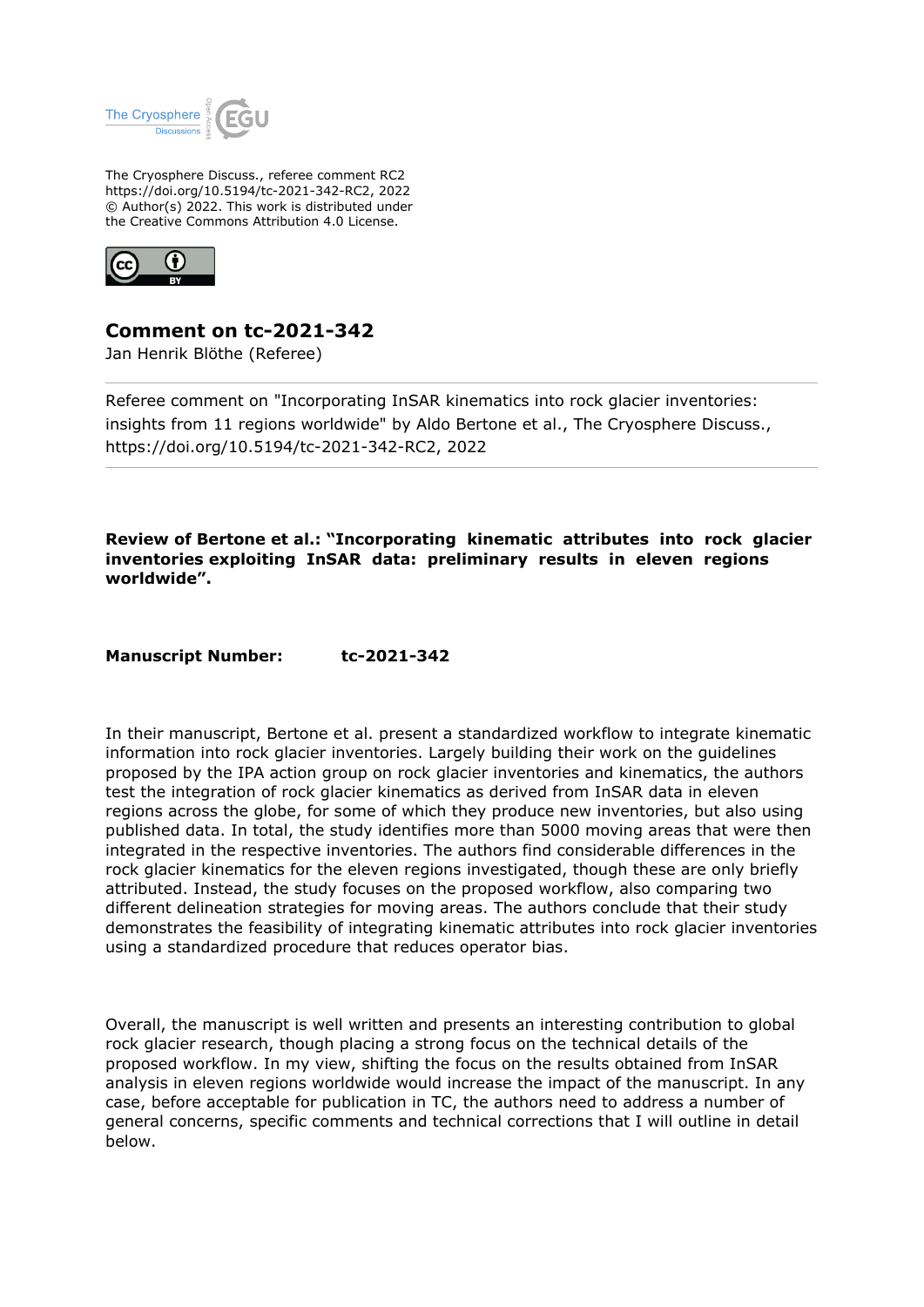The Cryosphere Discuss., referee comment RC2
https://doi.org/10.5194/tc-2021-342-RC2, 2022
© Author(s) 2022. This work is distributed under
the Creative Commons Attribution 4.0 License.

## Comment on tc-2021-342

Jan Henrik Blöthe (Referee)

Referee comment on "Incorporating InSAR kinematics into rock glacier inventories: insights from 11 regions worldwide" by Aldo Bertone et al., The Cryosphere Discuss., https://doi.org/10.5194/tc-2021-342-RC2, 2022

**Review of Bertone et al.: "Incorporating kinematic attributes into rock glacier inventories exploiting InSAR data: preliminary results in eleven regions worldwide".**

**Manuscript Number:** **tc-2021-342**

In their manuscript, Bertone et al. present a standardized workflow to integrate kinematic information into rock glacier inventories. Largely building their work on the guidelines proposed by the IPA action group on rock glacier inventories and kinematics, the authors test the integration of rock glacier kinematics as derived from InSAR data in eleven regions across the globe, for some of which they produce new inventories, but also using published data. In total, the study identifies more than 5000 moving areas that were then integrated in the respective inventories. The authors find considerable differences in the rock glacier kinematics for the eleven regions investigated, though these are only briefly attributed. Instead, the study focuses on the proposed workflow, also comparing two different delineation strategies for moving areas. The authors conclude that their study demonstrates the feasibility of integrating kinematic attributes into rock glacier inventories using a standardized procedure that reduces operator bias.

Overall, the manuscript is well written and presents an interesting contribution to global rock glacier research, though placing a strong focus on the technical details of the proposed workflow. In my view, shifting the focus on the results obtained from InSAR analysis in eleven regions worldwide would increase the impact of the manuscript. In any case, before acceptable for publication in TC, the authors need to address a number of general concerns, specific comments and technical corrections that I will outline in detail below.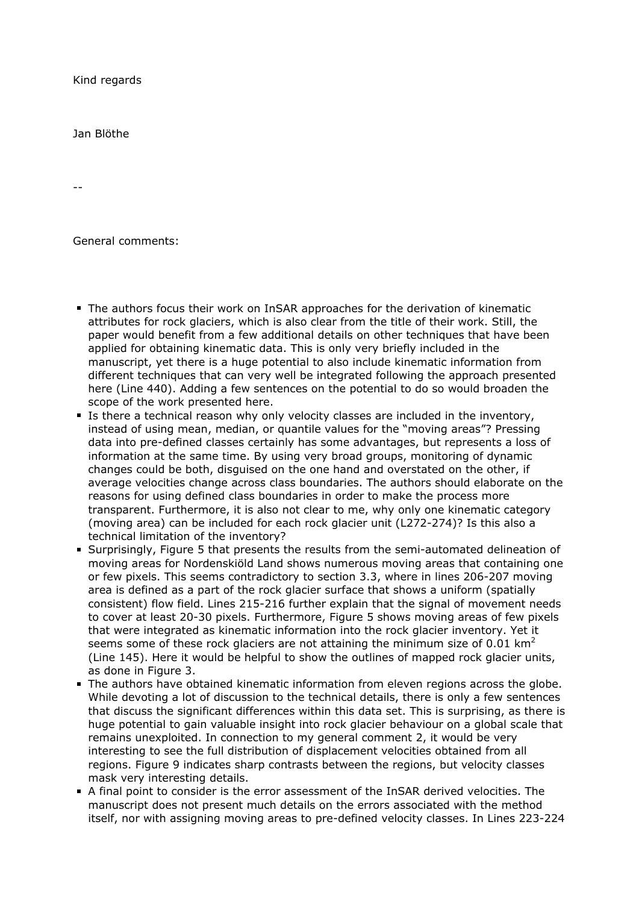Kind regards

Jan Blöthe

--

General comments:

- The authors focus their work on InSAR approaches for the derivation of kinematic attributes for rock glaciers, which is also clear from the title of their work. Still, the paper would benefit from a few additional details on other techniques that have been applied for obtaining kinematic data. This is only very briefly included in the manuscript, yet there is a huge potential to also include kinematic information from different techniques that can very well be integrated following the approach presented here (Line 440). Adding a few sentences on the potential to do so would broaden the scope of the work presented here.
- Is there a technical reason why only velocity classes are included in the inventory, instead of using mean, median, or quantile values for the "moving areas"? Pressing data into pre-defined classes certainly has some advantages, but represents a loss of information at the same time. By using very broad groups, monitoring of dynamic changes could be both, disguised on the one hand and overstated on the other, if average velocities change across class boundaries. The authors should elaborate on the reasons for using defined class boundaries in order to make the process more transparent. Furthermore, it is also not clear to me, why only one kinematic category (moving area) can be included for each rock glacier unit (L272-274)? Is this also a technical limitation of the inventory?
- Surprisingly, Figure 5 that presents the results from the semi-automated delineation of moving areas for Nordenskiöld Land shows numerous moving areas that containing one or few pixels. This seems contradictory to section 3.3, where in lines 206-207 moving area is defined as a part of the rock glacier surface that shows a uniform (spatially consistent) flow field. Lines 215-216 further explain that the signal of movement needs to cover at least 20-30 pixels. Furthermore, Figure 5 shows moving areas of few pixels that were integrated as kinematic information into the rock glacier inventory. Yet it seems some of these rock glaciers are not attaining the minimum size of 0.01 km$^2$ (Line 145). Here it would be helpful to show the outlines of mapped rock glacier units, as done in Figure 3.
- The authors have obtained kinematic information from eleven regions across the globe. While devoting a lot of discussion to the technical details, there is only a few sentences that discuss the significant differences within this data set. This is surprising, as there is huge potential to gain valuable insight into rock glacier behaviour on a global scale that remains unexploited. In connection to my general comment 2, it would be very interesting to see the full distribution of displacement velocities obtained from all regions. Figure 9 indicates sharp contrasts between the regions, but velocity classes mask very interesting details.
- A final point to consider is the error assessment of the InSAR derived velocities. The manuscript does not present much details on the errors associated with the method itself, nor with assigning moving areas to pre-defined velocity classes. In Lines 223-224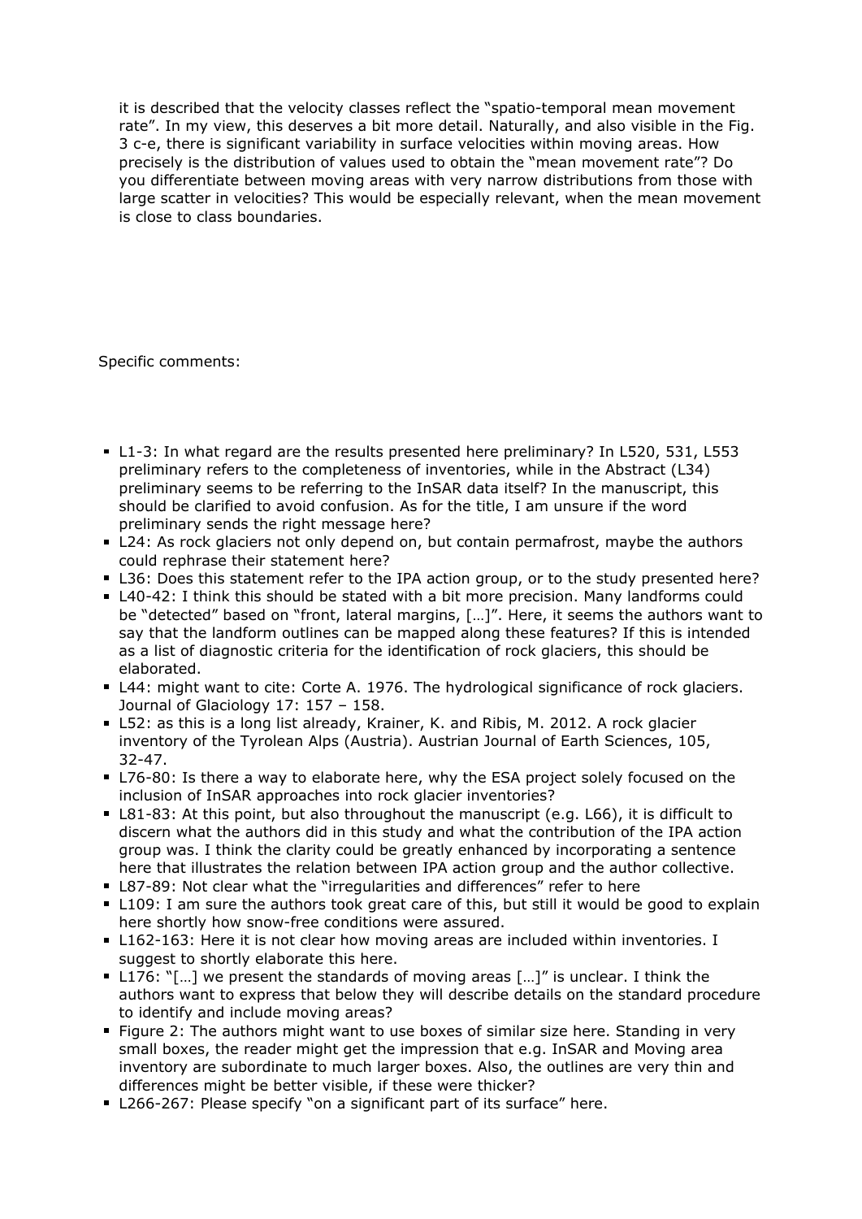it is described that the velocity classes reflect the "spatio-temporal mean movement rate". In my view, this deserves a bit more detail. Naturally, and also visible in the Fig. 3 c-e, there is significant variability in surface velocities within moving areas. How precisely is the distribution of values used to obtain the "mean movement rate"? Do you differentiate between moving areas with very narrow distributions from those with large scatter in velocities? This would be especially relevant, when the mean movement is close to class boundaries.

Specific comments:

- L1-3: In what regard are the results presented here preliminary? In L520, 531, L553 preliminary refers to the completeness of inventories, while in the Abstract (L34) preliminary seems to be referring to the InSAR data itself? In the manuscript, this should be clarified to avoid confusion. As for the title, I am unsure if the word preliminary sends the right message here?
- L24: As rock glaciers not only depend on, but contain permafrost, maybe the authors could rephrase their statement here?
- L36: Does this statement refer to the IPA action group, or to the study presented here?
- L40-42: I think this should be stated with a bit more precision. Many landforms could be "detected" based on "front, lateral margins, […]". Here, it seems the authors want to say that the landform outlines can be mapped along these features? If this is intended as a list of diagnostic criteria for the identification of rock glaciers, this should be elaborated.
- L44: might want to cite: Corte A. 1976. The hydrological significance of rock glaciers. Journal of Glaciology 17: 157 – 158.
- L52: as this is a long list already, Krainer, K. and Ribis, M. 2012. A rock glacier inventory of the Tyrolean Alps (Austria). Austrian Journal of Earth Sciences, 105, 32-47.
- L76-80: Is there a way to elaborate here, why the ESA project solely focused on the inclusion of InSAR approaches into rock glacier inventories?
- L81-83: At this point, but also throughout the manuscript (e.g. L66), it is difficult to discern what the authors did in this study and what the contribution of the IPA action group was. I think the clarity could be greatly enhanced by incorporating a sentence here that illustrates the relation between IPA action group and the author collective.
- L87-89: Not clear what the "irregularities and differences" refer to here
- L109: I am sure the authors took great care of this, but still it would be good to explain here shortly how snow-free conditions were assured.
- L162-163: Here it is not clear how moving areas are included within inventories. I suggest to shortly elaborate this here.
- L176: "[…] we present the standards of moving areas […]" is unclear. I think the authors want to express that below they will describe details on the standard procedure to identify and include moving areas?
- Figure 2: The authors might want to use boxes of similar size here. Standing in very small boxes, the reader might get the impression that e.g. InSAR and Moving area inventory are subordinate to much larger boxes. Also, the outlines are very thin and differences might be better visible, if these were thicker?
- L266-267: Please specify "on a significant part of its surface" here.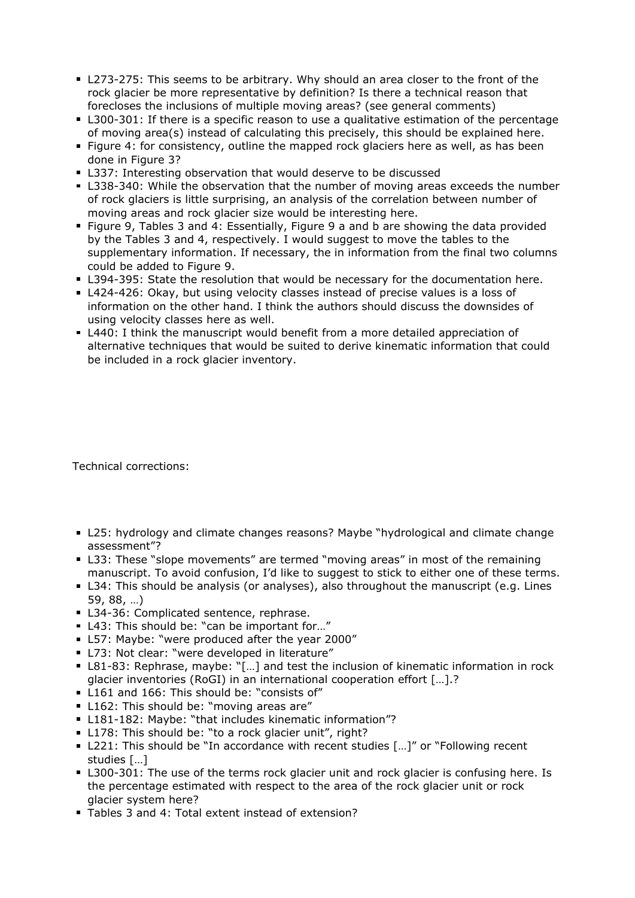- L273-275: This seems to be arbitrary. Why should an area closer to the front of the rock glacier be more representative by definition? Is there a technical reason that forecloses the inclusions of multiple moving areas? (see general comments)
- L300-301: If there is a specific reason to use a qualitative estimation of the percentage of moving area(s) instead of calculating this precisely, this should be explained here.
- Figure 4: for consistency, outline the mapped rock glaciers here as well, as has been done in Figure 3?
- L337: Interesting observation that would deserve to be discussed
- L338-340: While the observation that the number of moving areas exceeds the number of rock glaciers is little surprising, an analysis of the correlation between number of moving areas and rock glacier size would be interesting here.
- Figure 9, Tables 3 and 4: Essentially, Figure 9 a and b are showing the data provided by the Tables 3 and 4, respectively. I would suggest to move the tables to the supplementary information. If necessary, the in information from the final two columns could be added to Figure 9.
- L394-395: State the resolution that would be necessary for the documentation here.
- L424-426: Okay, but using velocity classes instead of precise values is a loss of information on the other hand. I think the authors should discuss the downsides of using velocity classes here as well.
- L440: I think the manuscript would benefit from a more detailed appreciation of alternative techniques that would be suited to derive kinematic information that could be included in a rock glacier inventory.

Technical corrections:

- L25: hydrology and climate changes reasons? Maybe "hydrological and climate change assessment"?
- L33: These "slope movements" are termed "moving areas" in most of the remaining manuscript. To avoid confusion, I'd like to suggest to stick to either one of these terms.
- L34: This should be analysis (or analyses), also throughout the manuscript (e.g. Lines 59, 88, …)
- L34-36: Complicated sentence, rephrase.
- L43: This should be: "can be important for…"
- L57: Maybe: "were produced after the year 2000"
- L73: Not clear: "were developed in literature"
- L81-83: Rephrase, maybe: "[…] and test the inclusion of kinematic information in rock glacier inventories (RoGI) in an international cooperation effort […].?
- L161 and 166: This should be: "consists of"
- L162: This should be: "moving areas are"
- L181-182: Maybe: "that includes kinematic information"?
- L178: This should be: "to a rock glacier unit", right?
- L221: This should be "In accordance with recent studies […]" or "Following recent studies […]
- L300-301: The use of the terms rock glacier unit and rock glacier is confusing here. Is the percentage estimated with respect to the area of the rock glacier unit or rock glacier system here?
- Tables 3 and 4: Total extent instead of extension?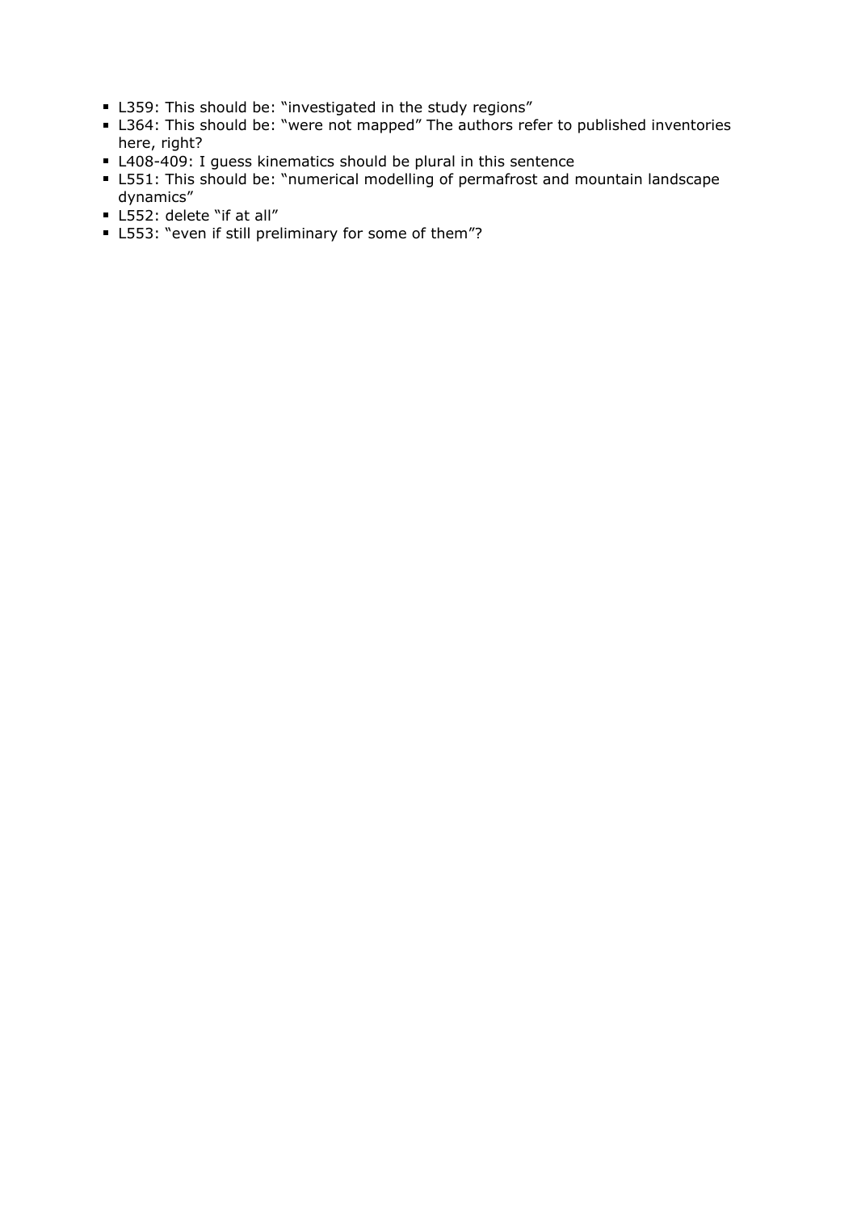- L359: This should be: "investigated in the study regions"
- L364: This should be: "were not mapped" The authors refer to published inventories here, right?
- L408-409: I guess kinematics should be plural in this sentence
- L551: This should be: "numerical modelling of permafrost and mountain landscape dynamics"
- L552: delete "if at all"
- L553: "even if still preliminary for some of them"?